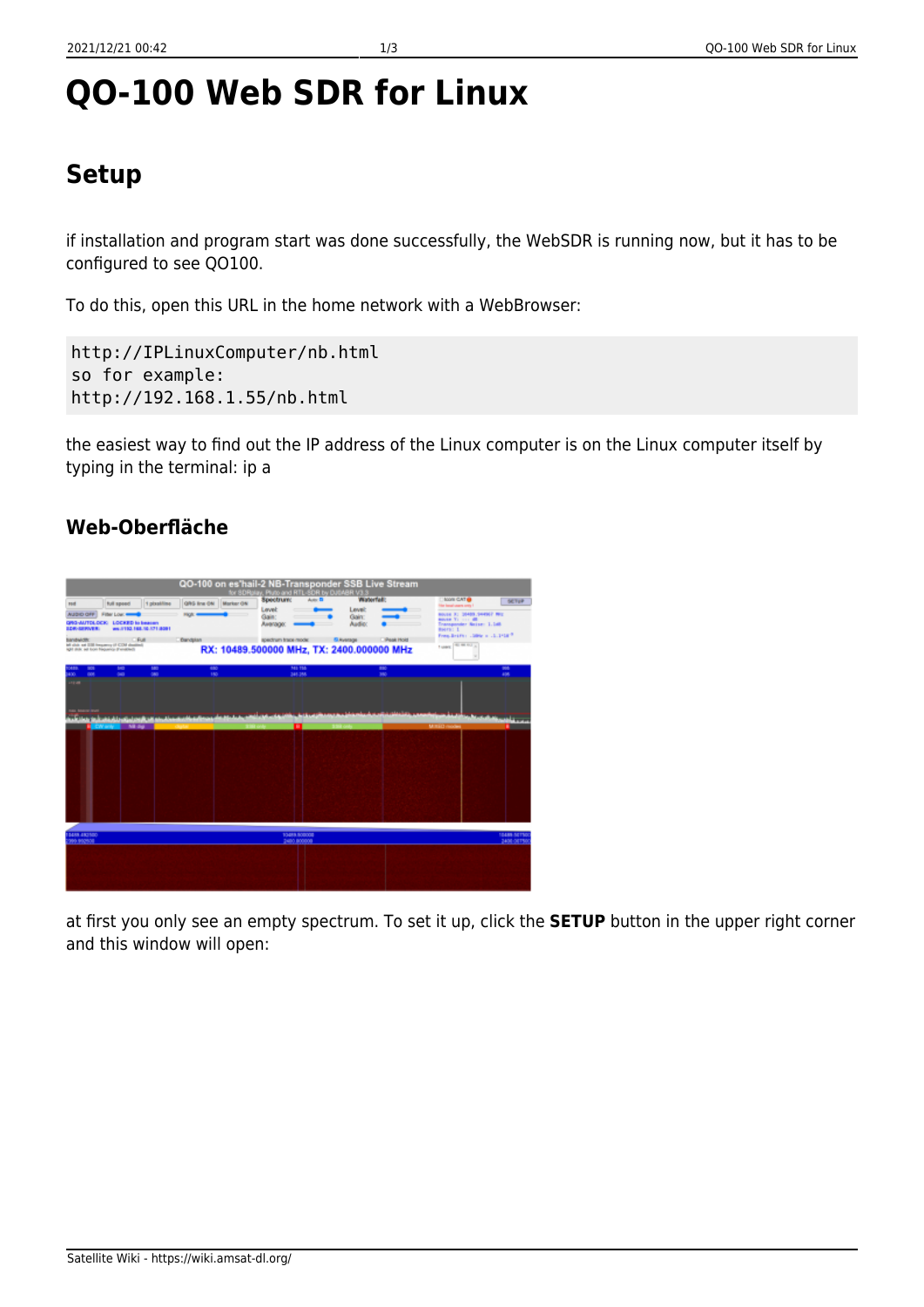# QO-100 Web SDR for Linux

## Setup

if installation and program start was done successfully, the WebSDR is running now, but it has to be configured to see QO100.

To do this, open this URL in the home network with a WebBrowser:

```
http://IPLinuxComputer/nb.html
so for example:
http://192.168.1.55/nb.html
```

the easiest way to find out the IP address of the Linux computer is on the Linux computer itself by typing in the terminal: ip a

### Web-Oberfläche

at first you only see an empty spectrum. To set it up, click the **SETUP** button in the upper right corner and this window will open: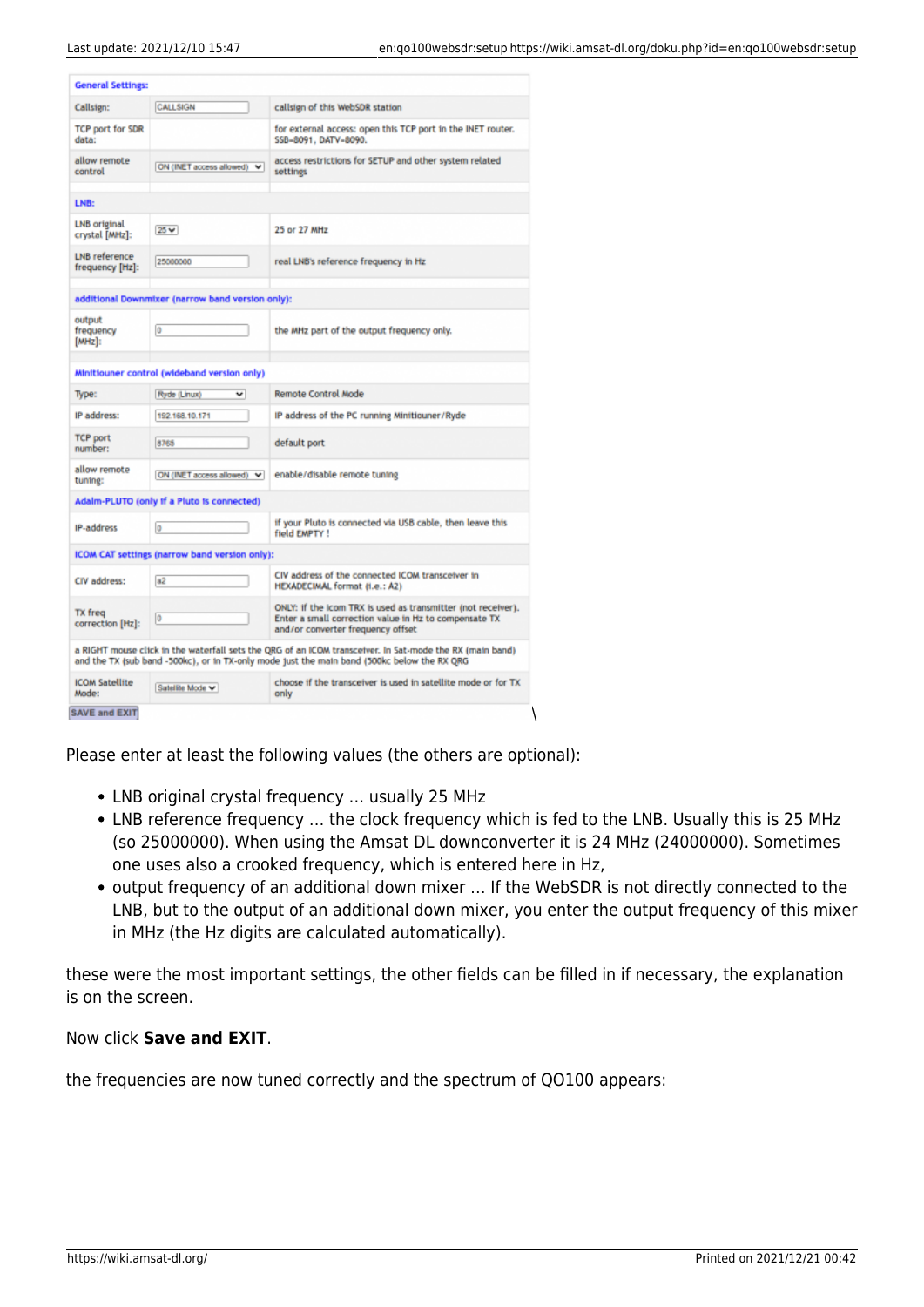| General Settings: | | |
| --- | --- | --- |
| Callsign: | CALLSIGN | callsign of this WebSDR station |
| TCP port for SDR data: | | for external access: open this TCP port in the INET router. SSB=8091, DATV=8090. |
| allow remote control | ON (INET access allowed) | access restrictions for SETUP and other system related settings |
| **LNB:** | | |
| LNB original crystal [MHz]: | 25 | 25 or 27 MHz |
| LNB reference frequency [Hz]: | 25000000 | real LNB's reference frequency in Hz |
| **additional Downmixer (narrow band version only):** | | |
| output frequency [MHz]: | 0 | the MHz part of the output frequency only. |
| **Minitiouner control (wideband version only)** | | |
| Type: | Ryde (Linux) | Remote Control Mode |
| IP address: | 192.168.10.171 | IP address of the PC running Minitiouner/Ryde |
| TCP port number: | 8765 | default port |
| allow remote tuning: | ON (INET access allowed) | enable/disable remote tuning |
| **Adalm-PLUTO (only if a Pluto is connected)** | | |
| IP-address | 0 | If your Pluto is connected via USB cable, then leave this field EMPTY ! |
| **ICOM CAT settings (narrow band version only):** | | |
| CIV address: | a2 | CIV address of the connected ICOM transceiver in HEXADECIMAL format (i.e.: A2) |
| TX freq correction [Hz]: | 0 | ONLY: if the Icom TRX is used as transmitter (not receiver). Enter a small correction value in Hz to compensate TX and/or converter frequency offset |
| a RIGHT mouse click in the waterfall sets the QRG of an ICOM transceiver. In Sat-mode the RX (main band) and the TX (sub band -500kc), or in TX-only mode just the main band (500kc below the RX QRG | | |
| ICOM Satellite Mode: | Satellite Mode | choose if the transceiver is used in satellite mode or for TX only |
| SAVE and EXIT | | |

Please enter at least the following values (the others are optional):

- LNB original crystal frequency … usually 25 MHz
- LNB reference frequency … the clock frequency which is fed to the LNB. Usually this is 25 MHz (so 25000000). When using the Amsat DL downconverter it is 24 MHz (24000000). Sometimes one uses also a crooked frequency, which is entered here in Hz,
- output frequency of an additional down mixer … If the WebSDR is not directly connected to the LNB, but to the output of an additional down mixer, you enter the output frequency of this mixer in MHz (the Hz digits are calculated automatically).

these were the most important settings, the other fields can be filled in if necessary, the explanation is on the screen.

Now click **Save and EXIT**.

the frequencies are now tuned correctly and the spectrum of QO100 appears: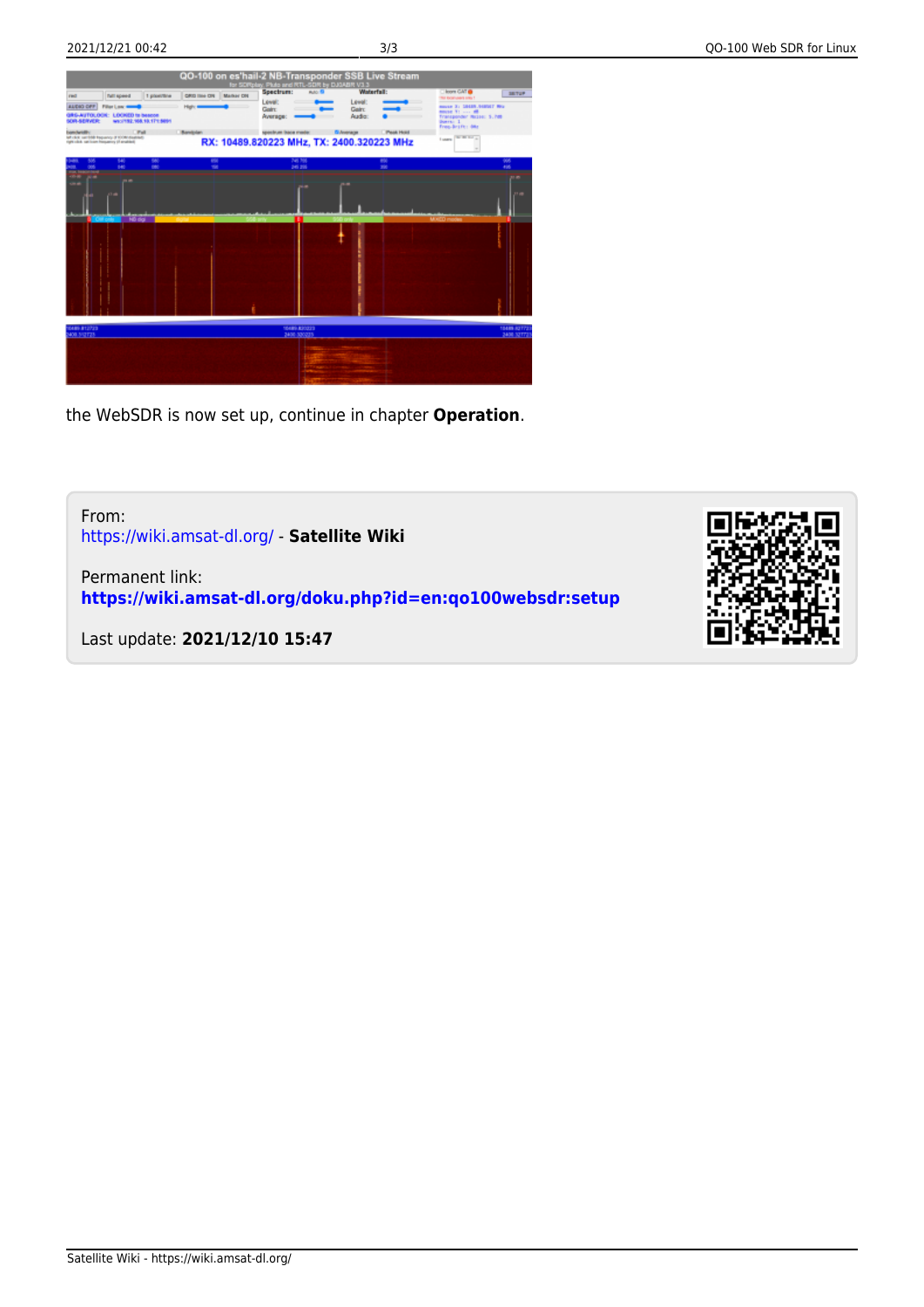the WebSDR is now set up, continue in chapter **Operation**.

From:
https://wiki.amsat-dl.org/ - **Satellite Wiki**

Permanent link:
**https://wiki.amsat-dl.org/doku.php?id=en:qo100websdr:setup**

Last update: **2021/12/10 15:47**